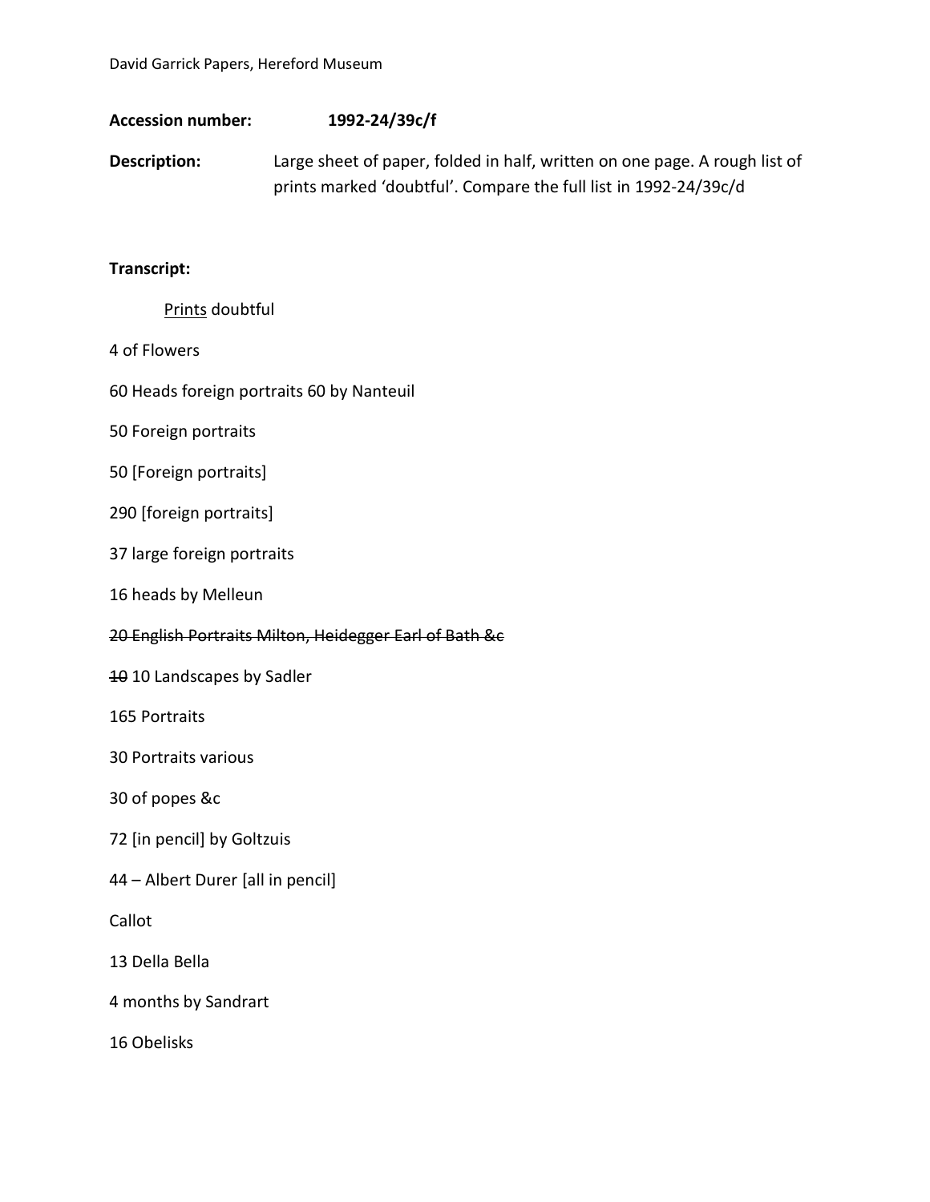David Garrick Papers, Hereford Museum

**Accession number:** **1992-24/39c/f**

**Description:** Large sheet of paper, folded in half, written on one page. A rough list of prints marked 'doubtful'. Compare the full list in 1992-24/39c/d

**Transcript:**

<u>Prints</u> doubtful

4 of Flowers

60 Heads foreign portraits 60 by Nanteuil

50 Foreign portraits

50 [Foreign portraits]

290 [foreign portraits]

37 large foreign portraits

16 heads by Melleun

~~20 English Portraits Milton, Heidegger Earl of Bath &c~~

~~10~~ 10 Landscapes by Sadler

165 Portraits

30 Portraits various

30 of popes &c

72 [in pencil] by Goltzuis

44 – Albert Durer [all in pencil]

Callot

13 Della Bella

4 months by Sandrart

16 Obelisks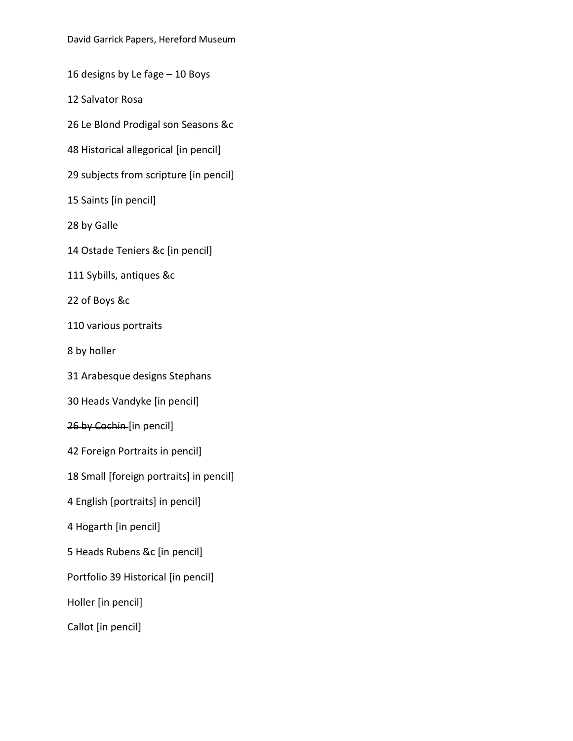16 designs by Le fage – 10 Boys

12 Salvator Rosa

26 Le Blond Prodigal son Seasons &c

48 Historical allegorical [in pencil]

29 subjects from scripture [in pencil]

15 Saints [in pencil]

28 by Galle

14 Ostade Teniers &c [in pencil]

111 Sybills, antiques &c

22 of Boys &c

110 various portraits

8 by holler

31 Arabesque designs Stephans

30 Heads Vandyke [in pencil]

~~26 by Cochin~~ [in pencil]

42 Foreign Portraits in pencil]

18 Small [foreign portraits] in pencil]

4 English [portraits] in pencil]

4 Hogarth [in pencil]

5 Heads Rubens &c [in pencil]

Portfolio 39 Historical [in pencil]

Holler [in pencil]

Callot [in pencil]